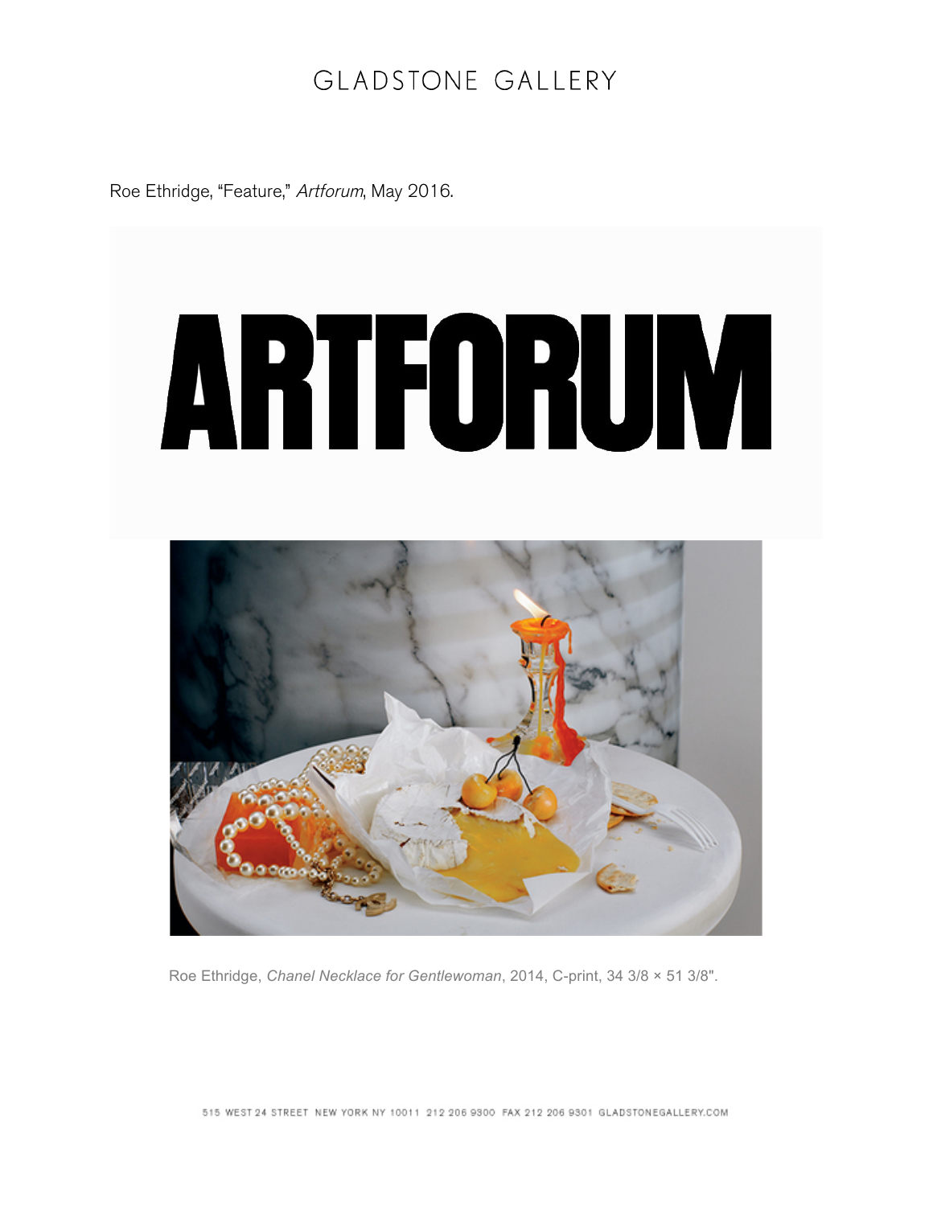GLADSTONE GALLERY

Roe Ethridge, "Feature," *Artforum*, May 2016.

ARTFORUM

Roe Ethridge, *Chanel Necklace for Gentlewoman*, 2014, C-print, 34 3/8 × 51 3/8".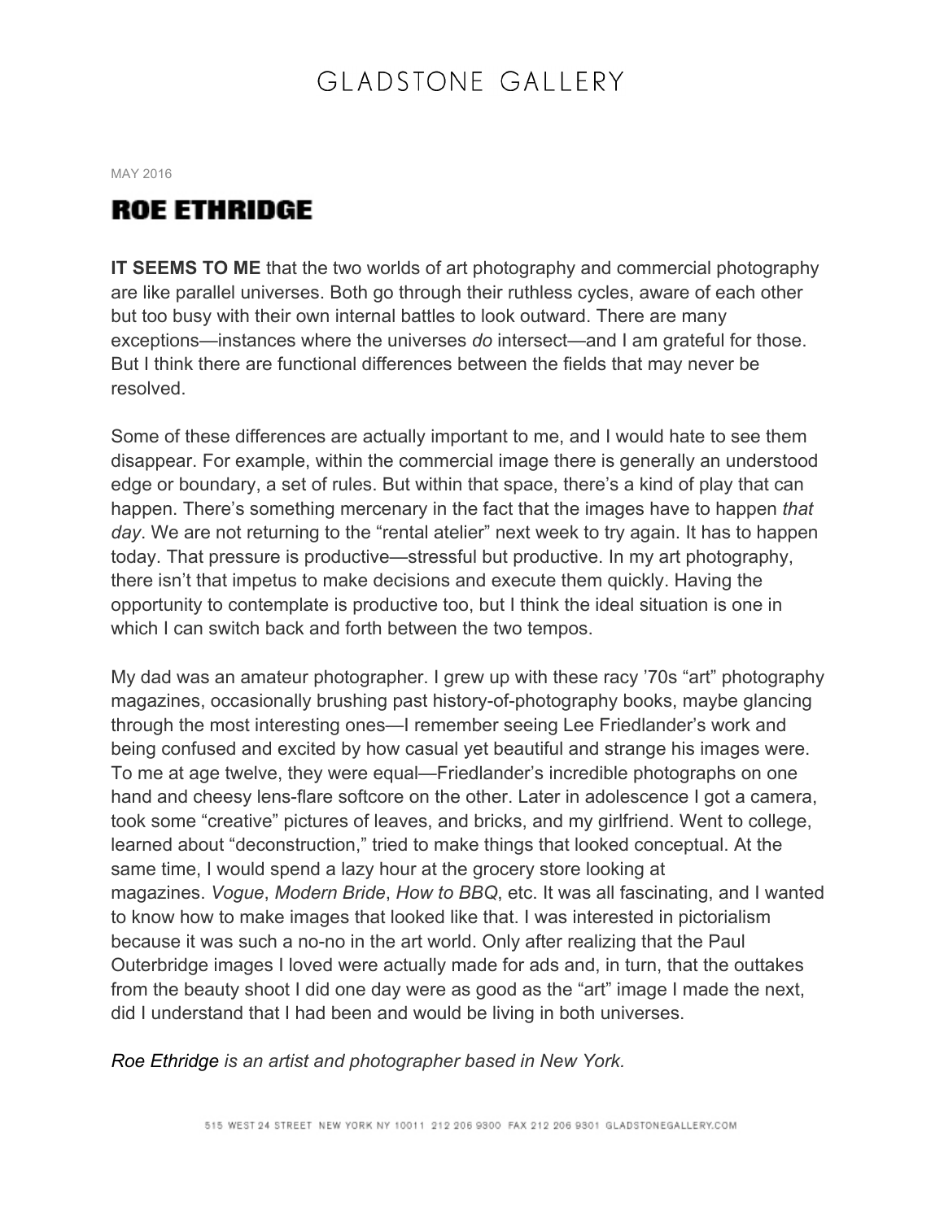MAY 2016

# ROE ETHRIDGE

**IT SEEMS TO ME** that the two worlds of art photography and commercial photography are like parallel universes. Both go through their ruthless cycles, aware of each other but too busy with their own internal battles to look outward. There are many exceptions—instances where the universes *do* intersect—and I am grateful for those. But I think there are functional differences between the fields that may never be resolved.

Some of these differences are actually important to me, and I would hate to see them disappear. For example, within the commercial image there is generally an understood edge or boundary, a set of rules. But within that space, there's a kind of play that can happen. There's something mercenary in the fact that the images have to happen *that day*. We are not returning to the "rental atelier" next week to try again. It has to happen today. That pressure is productive—stressful but productive. In my art photography, there isn't that impetus to make decisions and execute them quickly. Having the opportunity to contemplate is productive too, but I think the ideal situation is one in which I can switch back and forth between the two tempos.

My dad was an amateur photographer. I grew up with these racy '70s "art" photography magazines, occasionally brushing past history-of-photography books, maybe glancing through the most interesting ones—I remember seeing Lee Friedlander's work and being confused and excited by how casual yet beautiful and strange his images were. To me at age twelve, they were equal—Friedlander's incredible photographs on one hand and cheesy lens-flare softcore on the other. Later in adolescence I got a camera, took some "creative" pictures of leaves, and bricks, and my girlfriend. Went to college, learned about "deconstruction," tried to make things that looked conceptual. At the same time, I would spend a lazy hour at the grocery store looking at magazines. *Vogue*, *Modern Bride*, *How to BBQ*, etc. It was all fascinating, and I wanted to know how to make images that looked like that. I was interested in pictorialism because it was such a no-no in the art world. Only after realizing that the Paul Outerbridge images I loved were actually made for ads and, in turn, that the outtakes from the beauty shoot I did one day were as good as the "art" image I made the next, did I understand that I had been and would be living in both universes.

*Roe Ethridge is an artist and photographer based in New York.*